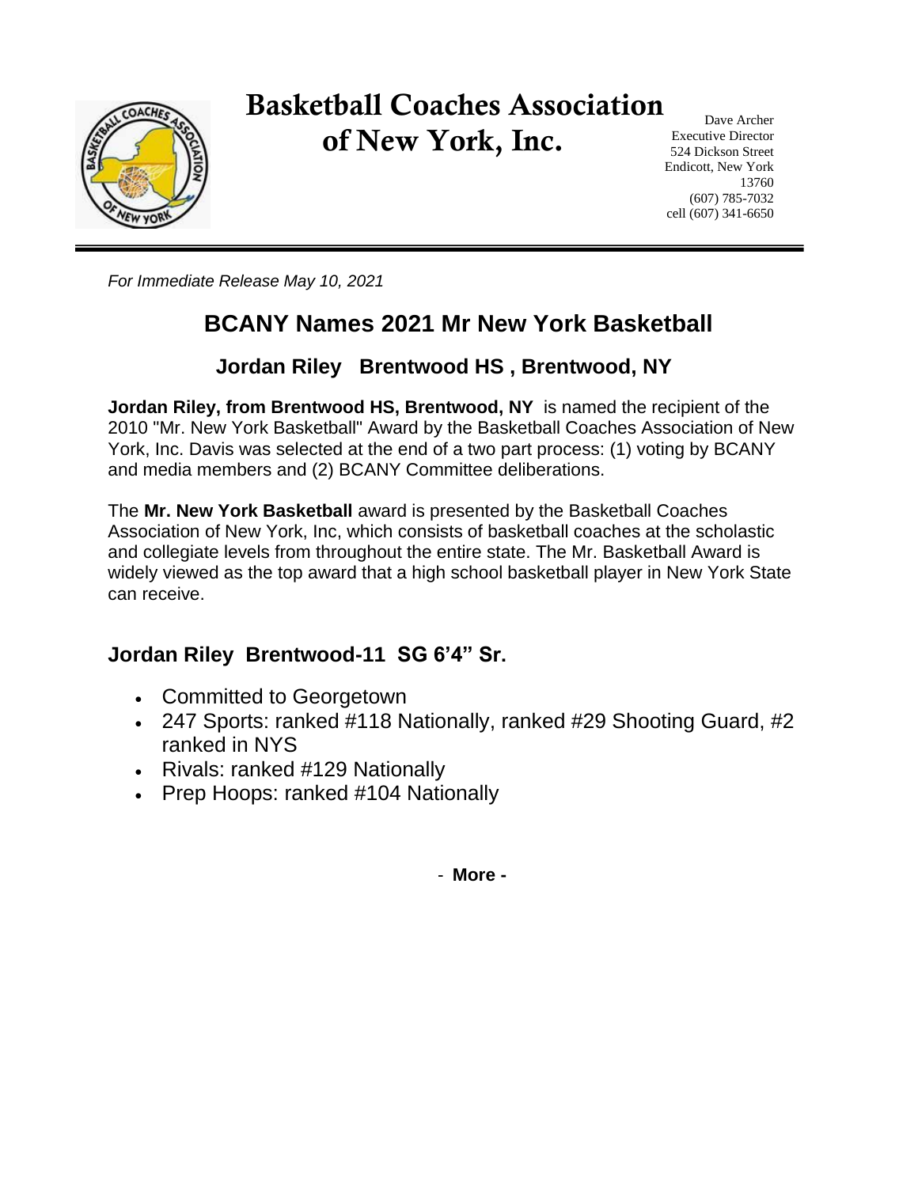# Basketball Coaches Association of New York, Inc.

Dave Archer
Executive Director
524 Dickson Street
Endicott, New York
13760
(607) 785-7032
cell (607) 341-6650

*For Immediate Release May 10, 2021*

## BCANY Names 2021 Mr New York Basketball

### Jordan Riley Brentwood HS , Brentwood, NY

**Jordan Riley, from Brentwood HS, Brentwood, NY** is named the recipient of the 2010 "Mr. New York Basketball" Award by the Basketball Coaches Association of New York, Inc. Davis was selected at the end of a two part process: (1) voting by BCANY and media members and (2) BCANY Committee deliberations.

The **Mr. New York Basketball** award is presented by the Basketball Coaches Association of New York, Inc, which consists of basketball coaches at the scholastic and collegiate levels from throughout the entire state. The Mr. Basketball Award is widely viewed as the top award that a high school basketball player in New York State can receive.

### Jordan Riley Brentwood-11 SG 6’4” Sr.

- Committed to Georgetown
- 247 Sports: ranked #118 Nationally, ranked #29 Shooting Guard, #2 ranked in NYS
- Rivals: ranked #129 Nationally
- Prep Hoops: ranked #104 Nationally

- **More -**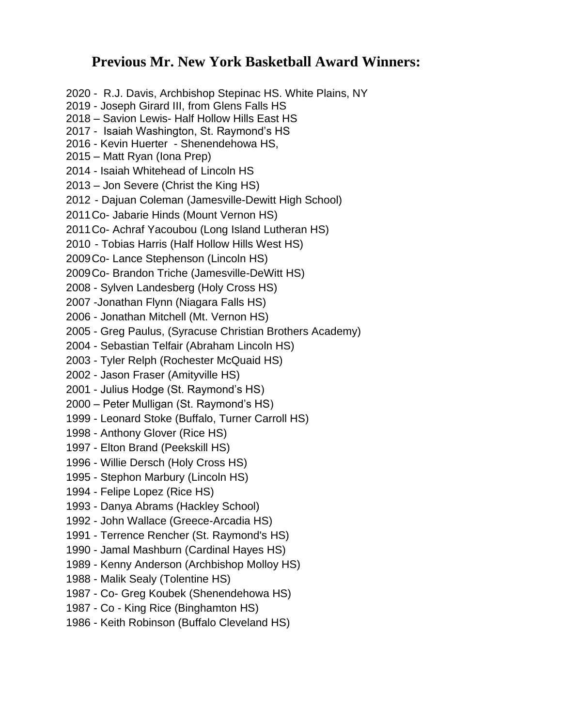## Previous Mr. New York Basketball Award Winners:

2020 - R.J. Davis, Archbishop Stepinac HS. White Plains, NY
2019 - Joseph Girard III, from Glens Falls HS
2018 – Savion Lewis- Half Hollow Hills East HS
2017 - Isaiah Washington, St. Raymond's HS
2016 - Kevin Huerter - Shenendehowa HS,
2015 – Matt Ryan (Iona Prep)
2014 - Isaiah Whitehead of Lincoln HS
2013 – Jon Severe (Christ the King HS)
2012 - Dajuan Coleman (Jamesville-Dewitt High School)
2011 Co- Jabarie Hinds (Mount Vernon HS)
2011 Co- Achraf Yacoubou (Long Island Lutheran HS)
2010 - Tobias Harris (Half Hollow Hills West HS)
2009 Co- Lance Stephenson (Lincoln HS)
2009 Co- Brandon Triche (Jamesville-DeWitt HS)
2008 - Sylven Landesberg (Holy Cross HS)
2007 -Jonathan Flynn (Niagara Falls HS)
2006 - Jonathan Mitchell (Mt. Vernon HS)
2005 - Greg Paulus, (Syracuse Christian Brothers Academy)
2004 - Sebastian Telfair (Abraham Lincoln HS)
2003 - Tyler Relph (Rochester McQuaid HS)
2002 - Jason Fraser (Amityville HS)
2001 - Julius Hodge (St. Raymond's HS)
2000 – Peter Mulligan (St. Raymond's HS)
1999 - Leonard Stoke (Buffalo, Turner Carroll HS)
1998 - Anthony Glover (Rice HS)
1997 - Elton Brand (Peekskill HS)
1996 - Willie Dersch (Holy Cross HS)
1995 - Stephon Marbury (Lincoln HS)
1994 - Felipe Lopez (Rice HS)
1993 - Danya Abrams (Hackley School)
1992 - John Wallace (Greece-Arcadia HS)
1991 - Terrence Rencher (St. Raymond's HS)
1990 - Jamal Mashburn (Cardinal Hayes HS)
1989 - Kenny Anderson (Archbishop Molloy HS)
1988 - Malik Sealy (Tolentine HS)
1987 - Co- Greg Koubek (Shenendehowa HS)
1987 - Co - King Rice (Binghamton HS)
1986 - Keith Robinson (Buffalo Cleveland HS)